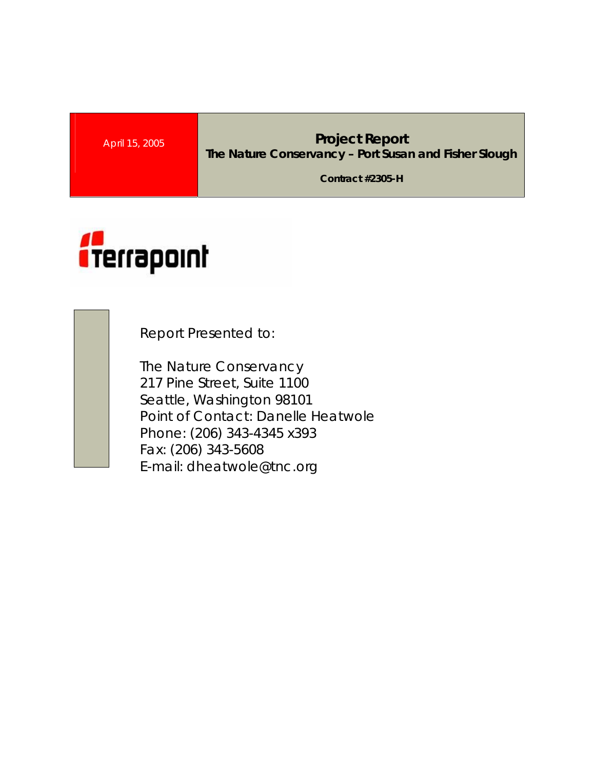April 15, 2005

# Project Report

**The Nature Conservancy – Port Susan and Fisher Slough**

**Contract #2305-H**

Terrapoint

Report Presented to:

The Nature Conservancy
217 Pine Street, Suite 1100
Seattle, Washington 98101
Point of Contact: Danelle Heatwole
Phone: (206) 343-4345 x393
Fax: (206) 343-5608
E-mail: dheatwole@tnc.org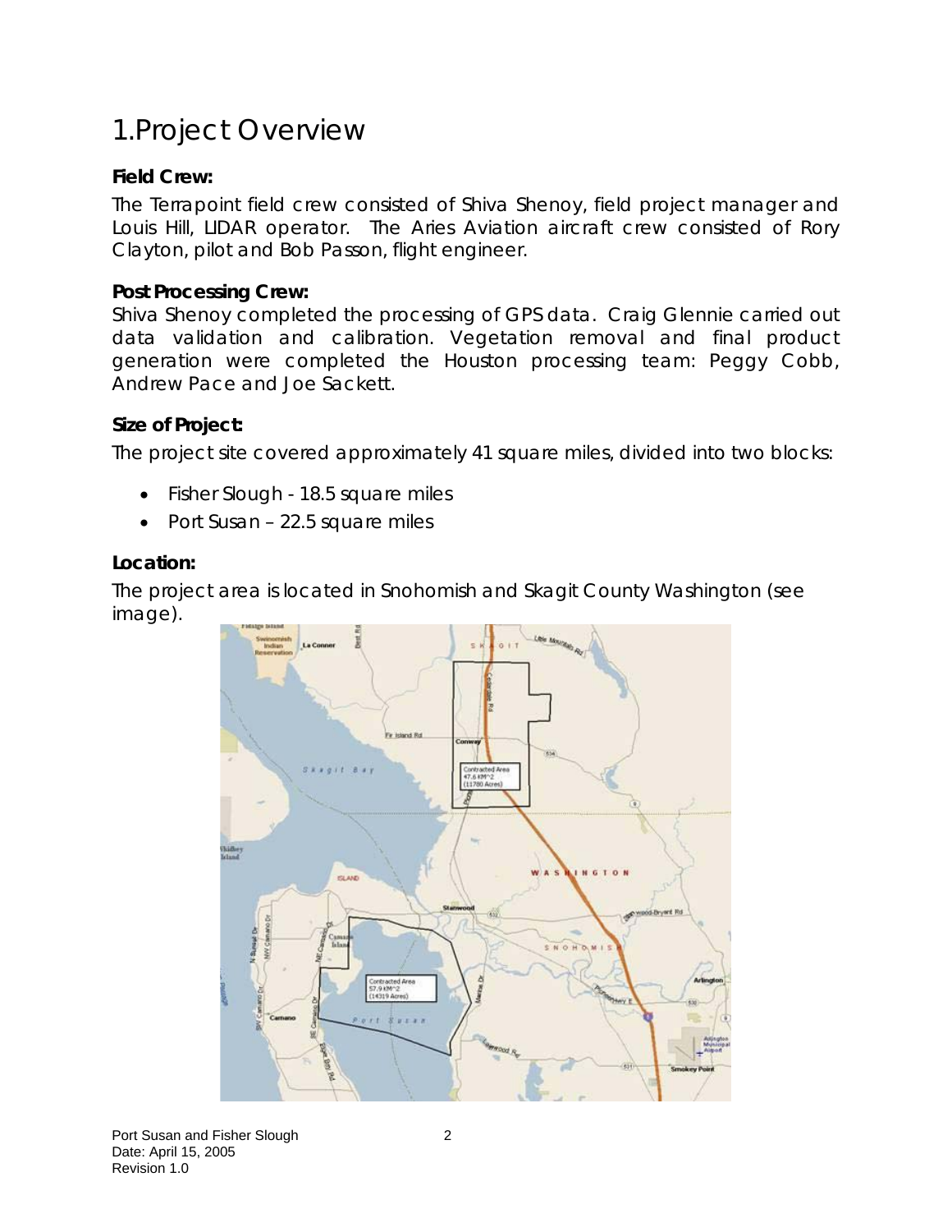# 1.Project Overview

### Field Crew:

The Terrapoint field crew consisted of Shiva Shenoy, field project manager and Louis Hill, LIDAR operator. The Aries Aviation aircraft crew consisted of Rory Clayton, pilot and Bob Passon, flight engineer.

### Post Processing Crew:

Shiva Shenoy completed the processing of GPS data. Craig Glennie carried out data validation and calibration. Vegetation removal and final product generation were completed the Houston processing team: Peggy Cobb, Andrew Pace and Joe Sackett.

### Size of Project:

The project site covered approximately 41 square miles, divided into two blocks:

- Fisher Slough - 18.5 square miles
- Port Susan – 22.5 square miles

### Location:

The project area is located in Snohomish and Skagit County Washington (see image).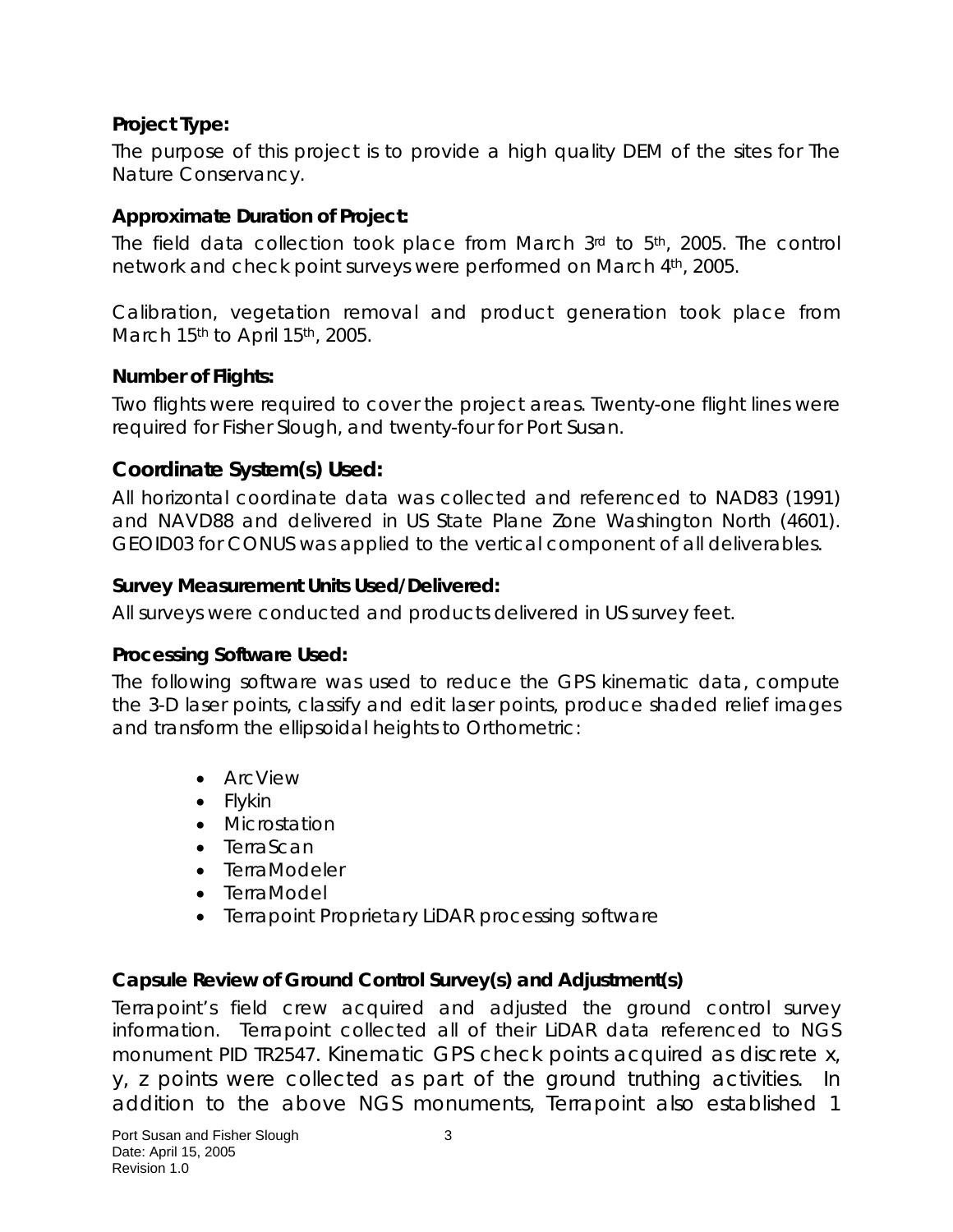**Project Type:**

The purpose of this project is to provide a high quality DEM of the sites for The Nature Conservancy.

**Approximate Duration of Project:**

The field data collection took place from March 3rd to 5th, 2005. The control network and check point surveys were performed on March 4th, 2005.

Calibration, vegetation removal and product generation took place from March 15th to April 15th, 2005.

**Number of Flights:**

Two flights were required to cover the project areas. Twenty-one flight lines were required for Fisher Slough, and twenty-four for Port Susan.

## Coordinate System(s) Used:

All horizontal coordinate data was collected and referenced to NAD83 (1991) and NAVD88 and delivered in US State Plane Zone Washington North (4601). GEOID03 for CONUS was applied to the vertical component of all deliverables.

**Survey Measurement Units Used/Delivered:**

All surveys were conducted and products delivered in US survey feet.

**Processing Software Used:**

The following software was used to reduce the GPS kinematic data, compute the 3-D laser points, classify and edit laser points, produce shaded relief images and transform the ellipsoidal heights to Orthometric:

- ArcView
- Flykin
- Microstation
- TerraScan
- TerraModeler
- TerraModel
- Terrapoint Proprietary LiDAR processing software

**Capsule Review of Ground Control Survey(s) and Adjustment(s)**

Terrapoint's field crew acquired and adjusted the ground control survey information. Terrapoint collected all of their LiDAR data referenced to NGS monument PID TR2547. Kinematic GPS check points acquired as discrete x, y, z points were collected as part of the ground truthing activities. In addition to the above NGS monuments, Terrapoint also established 1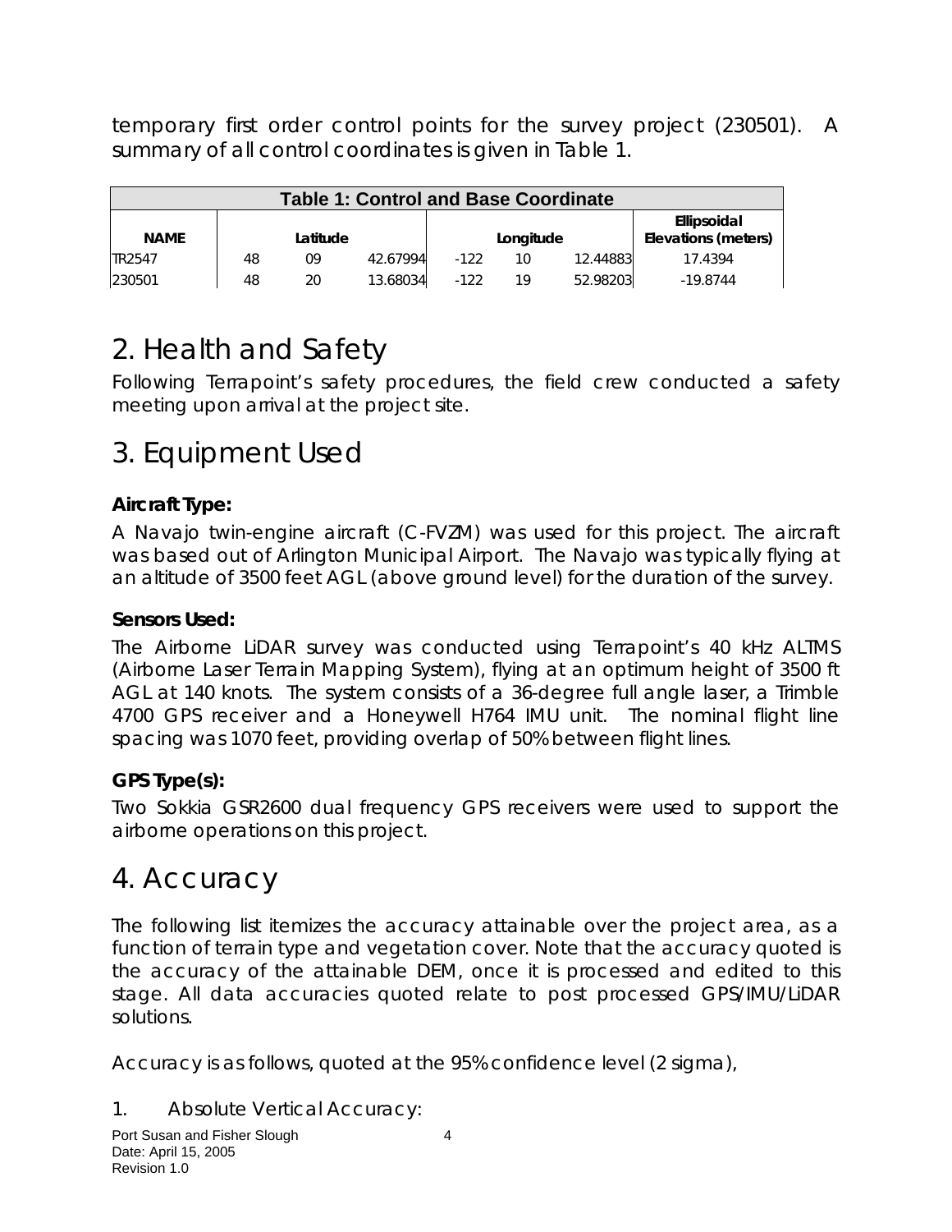temporary first order control points for the survey project (230501). A summary of all control coordinates is given in Table 1.

| Table 1: Control and Base Coordinate | | | | | | | |
|---|---|---|---|---|---|---|---|
| NAME | Latitude | | | Longitude | | | Ellipsoidal Elevations (meters) |
| TR2547 | 48 | 09 | 42.67994 | -122 | 10 | 12.44883 | 17.4394 |
| 230501 | 48 | 20 | 13.68034 | -122 | 19 | 52.98203 | -19.8744 |

# 2. Health and Safety

Following Terrapoint's safety procedures, the field crew conducted a safety meeting upon arrival at the project site.

# 3. Equipment Used

**Aircraft Type:**

A Navajo twin-engine aircraft (C-FVZM) was used for this project. The aircraft was based out of Arlington Municipal Airport. The Navajo was typically flying at an altitude of 3500 feet AGL (above ground level) for the duration of the survey.

**Sensors Used:**

The Airborne LiDAR survey was conducted using Terrapoint's 40 kHz ALTMS (Airborne Laser Terrain Mapping System), flying at an optimum height of 3500 ft AGL at 140 knots. The system consists of a 36-degree full angle laser, a Trimble 4700 GPS receiver and a Honeywell H764 IMU unit. The nominal flight line spacing was 1070 feet, providing overlap of 50% between flight lines.

**GPS Type(s):**

Two Sokkia GSR2600 dual frequency GPS receivers were used to support the airborne operations on this project.

# 4. Accuracy

The following list itemizes the accuracy attainable over the project area, as a function of terrain type and vegetation cover. Note that the accuracy quoted is the accuracy of the attainable DEM, once it is processed and edited to this stage. All data accuracies quoted relate to post processed GPS/IMU/LiDAR solutions.

Accuracy is as follows, quoted at the 95% confidence level (2 sigma),

1. Absolute Vertical Accuracy: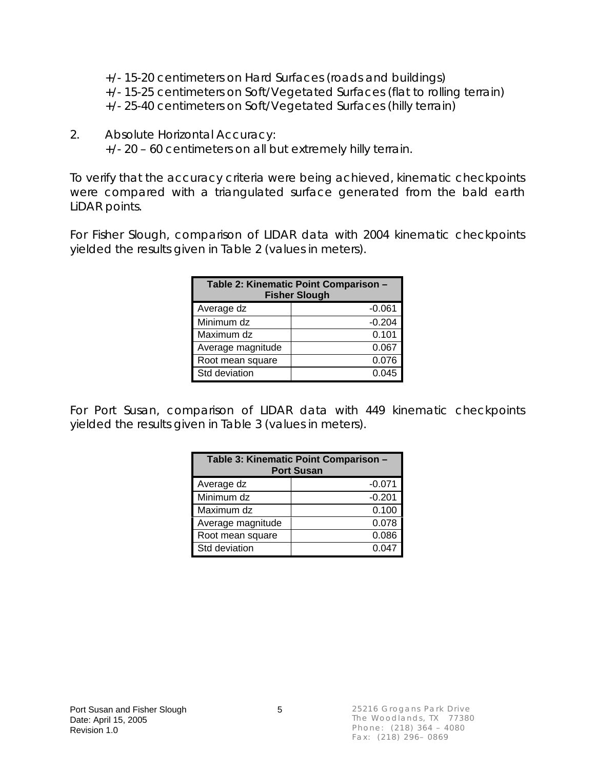+/- 15-20 centimeters on Hard Surfaces (roads and buildings)
+/- 15-25 centimeters on Soft/Vegetated Surfaces (flat to rolling terrain)
+/- 25-40 centimeters on Soft/Vegetated Surfaces (hilly terrain)

2. Absolute Horizontal Accuracy:
   +/- 20 – 60 centimeters on all but extremely hilly terrain.

To verify that the accuracy criteria were being achieved, kinematic checkpoints were compared with a triangulated surface generated from the bald earth LiDAR points.

For Fisher Slough, comparison of LIDAR data with 2004 kinematic checkpoints yielded the results given in Table 2 (values in meters).

| Table 2: Kinematic Point Comparison – Fisher Slough | |
|---|---|
| Average dz | -0.061 |
| Minimum dz | -0.204 |
| Maximum dz | 0.101 |
| Average magnitude | 0.067 |
| Root mean square | 0.076 |
| Std deviation | 0.045 |

For Port Susan, comparison of LIDAR data with 449 kinematic checkpoints yielded the results given in Table 3 (values in meters).

| Table 3: Kinematic Point Comparison – Port Susan | |
|---|---|
| Average dz | -0.071 |
| Minimum dz | -0.201 |
| Maximum dz | 0.100 |
| Average magnitude | 0.078 |
| Root mean square | 0.086 |
| Std deviation | 0.047 |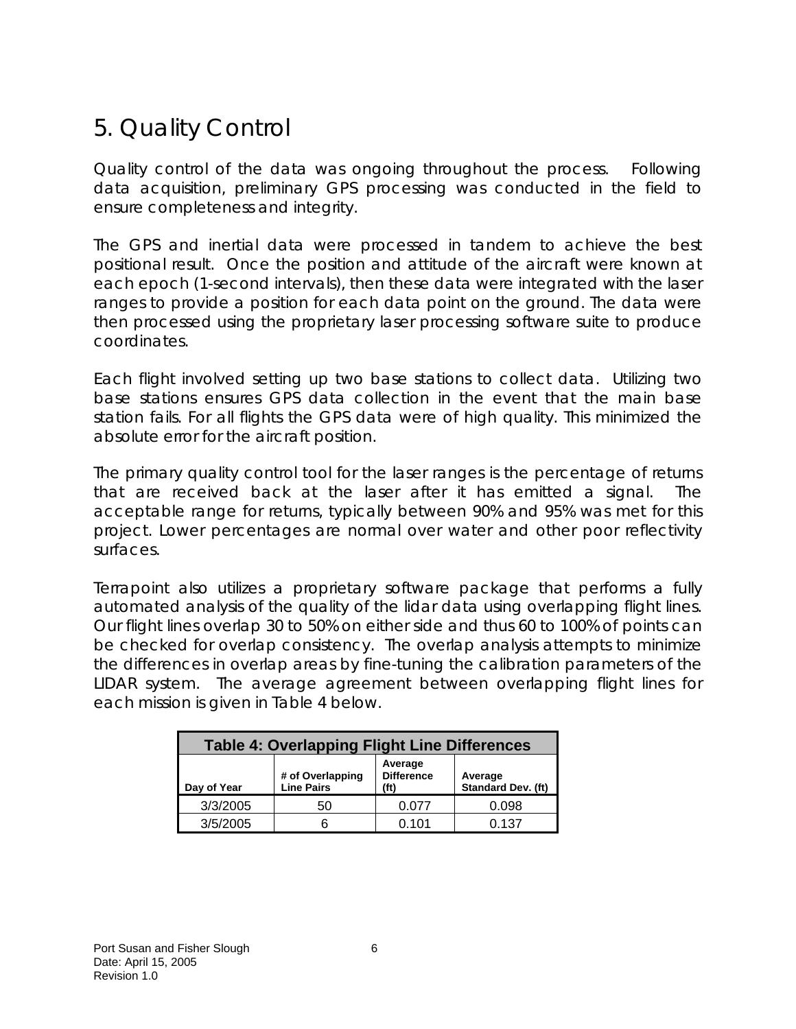# 5. Quality Control

Quality control of the data was ongoing throughout the process. Following data acquisition, preliminary GPS processing was conducted in the field to ensure completeness and integrity.

The GPS and inertial data were processed in tandem to achieve the best positional result. Once the position and attitude of the aircraft were known at each epoch (1-second intervals), then these data were integrated with the laser ranges to provide a position for each data point on the ground. The data were then processed using the proprietary laser processing software suite to produce coordinates.

Each flight involved setting up two base stations to collect data. Utilizing two base stations ensures GPS data collection in the event that the main base station fails. For all flights the GPS data were of high quality. This minimized the absolute error for the aircraft position.

The primary quality control tool for the laser ranges is the percentage of returns that are received back at the laser after it has emitted a signal. The acceptable range for returns, typically between 90% and 95% was met for this project. Lower percentages are normal over water and other poor reflectivity surfaces.

Terrapoint also utilizes a proprietary software package that performs a fully automated analysis of the quality of the lidar data using overlapping flight lines. Our flight lines overlap 30 to 50% on either side and thus 60 to 100% of points can be checked for overlap consistency. The overlap analysis attempts to minimize the differences in overlap areas by fine-tuning the calibration parameters of the LIDAR system. The average agreement between overlapping flight lines for each mission is given in Table 4 below.

**Table 4: Overlapping Flight Line Differences**

| Day of Year | # of Overlapping Line Pairs | Average Difference (ft) | Average Standard Dev. (ft) |
|---|---|---|---|
| 3/3/2005 | 50 | 0.077 | 0.098 |
| 3/5/2005 | 6 | 0.101 | 0.137 |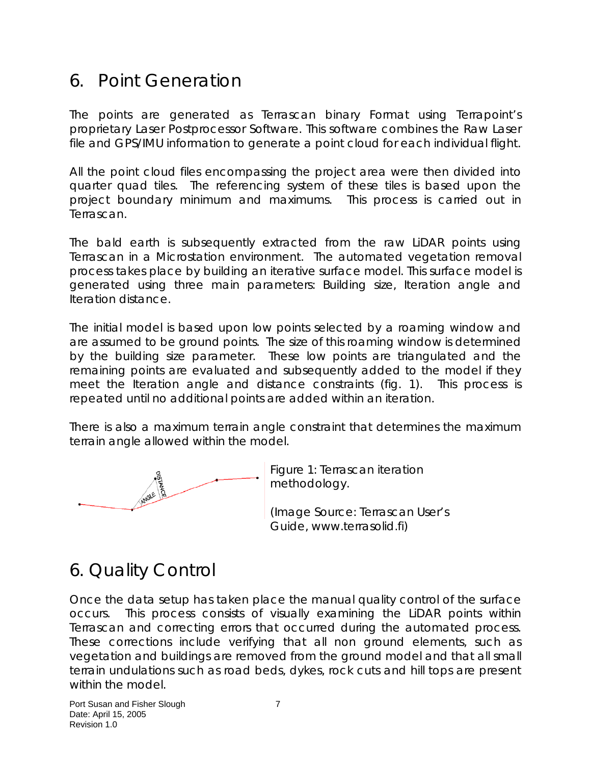# 6. Point Generation

The points are generated as Terrascan binary Format using Terrapoint's proprietary Laser Postprocessor Software. This software combines the Raw Laser file and GPS/IMU information to generate a point cloud for each individual flight.

All the point cloud files encompassing the project area were then divided into quarter quad tiles. The referencing system of these tiles is based upon the project boundary minimum and maximums. This process is carried out in Terrascan.

The bald earth is subsequently extracted from the raw LiDAR points using Terrascan in a Microstation environment. The automated vegetation removal process takes place by building an iterative surface model. This surface model is generated using three main parameters: Building size, Iteration angle and Iteration distance.

The initial model is based upon low points selected by a roaming window and are assumed to be ground points. The size of this roaming window is determined by the building size parameter. These low points are triangulated and the remaining points are evaluated and subsequently added to the model if they meet the Iteration angle and distance constraints (fig. 1). This process is repeated until no additional points are added within an iteration.

There is also a maximum terrain angle constraint that determines the maximum terrain angle allowed within the model.

Figure 1: Terrascan iteration methodology.

(Image Source: Terrascan User's Guide, www.terrasolid.fi)

# 6. Quality Control

Once the data setup has taken place the manual quality control of the surface occurs. This process consists of visually examining the LiDAR points within Terrascan and correcting errors that occurred during the automated process. These corrections include verifying that all non ground elements, such as vegetation and buildings are removed from the ground model and that all small terrain undulations such as road beds, dykes, rock cuts and hill tops are present within the model.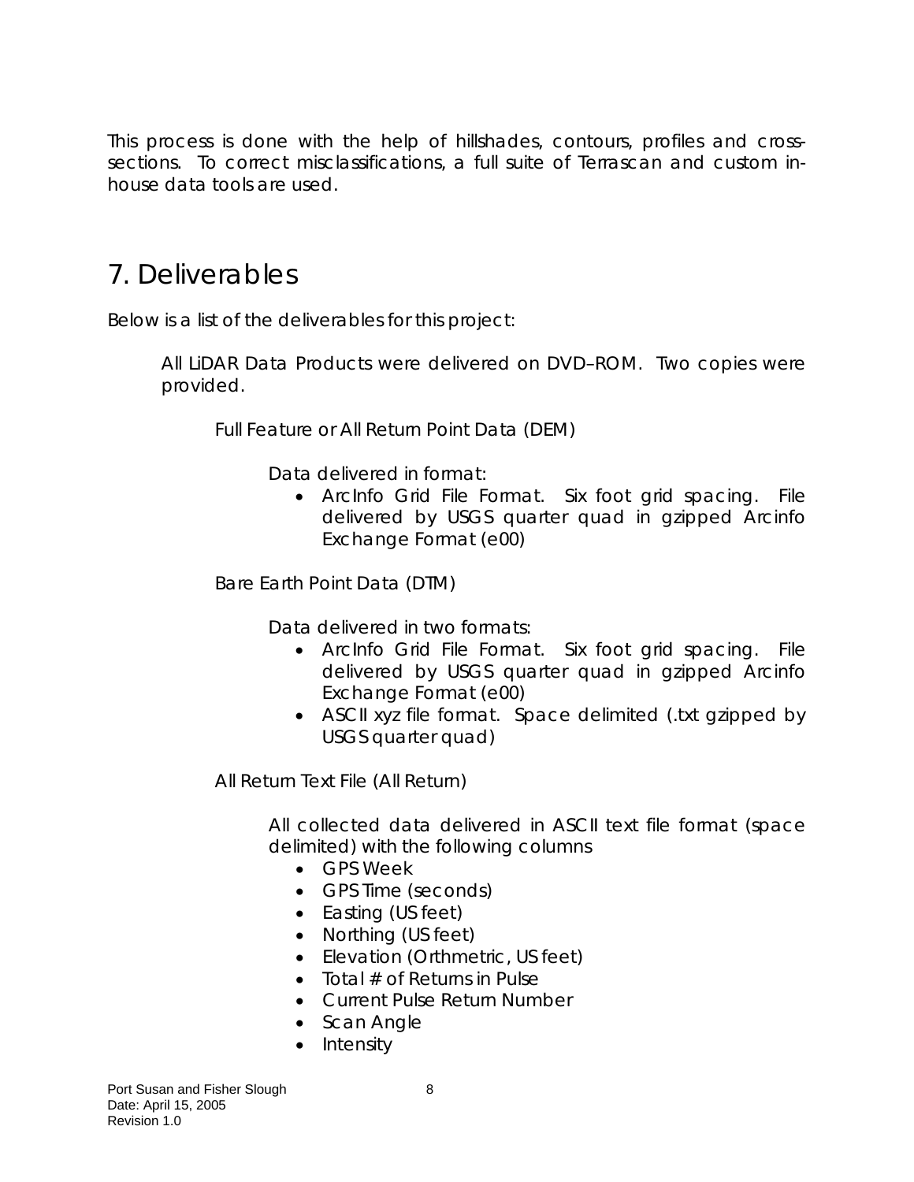This process is done with the help of hillshades, contours, profiles and cross-sections. To correct misclassifications, a full suite of Terrascan and custom in-house data tools are used.

# 7. Deliverables

Below is a list of the deliverables for this project:

All LiDAR Data Products were delivered on DVD–ROM. Two copies were provided.

Full Feature or All Return Point Data (DEM)

Data delivered in format:

- ArcInfo Grid File Format. Six foot grid spacing. File delivered by USGS quarter quad in gzipped Arcinfo Exchange Format (e00)

Bare Earth Point Data (DTM)

Data delivered in two formats:

- ArcInfo Grid File Format. Six foot grid spacing. File delivered by USGS quarter quad in gzipped Arcinfo Exchange Format (e00)
- ASCII xyz file format. Space delimited (.txt gzipped by USGS quarter quad)

All Return Text File (All Return)

All collected data delivered in ASCII text file format (space delimited) with the following columns

- GPS Week
- GPS Time (seconds)
- Easting (US feet)
- Northing (US feet)
- Elevation (Orthmetric, US feet)
- Total # of Returns in Pulse
- Current Pulse Return Number
- Scan Angle
- Intensity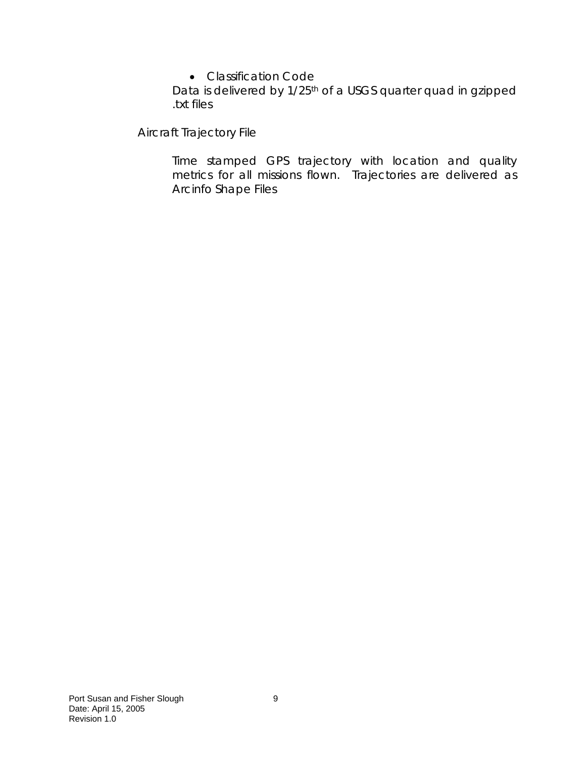- Classification Code

Data is delivered by 1/25th of a USGS quarter quad in gzipped .txt files

Aircraft Trajectory File

Time stamped GPS trajectory with location and quality metrics for all missions flown. Trajectories are delivered as Arcinfo Shape Files